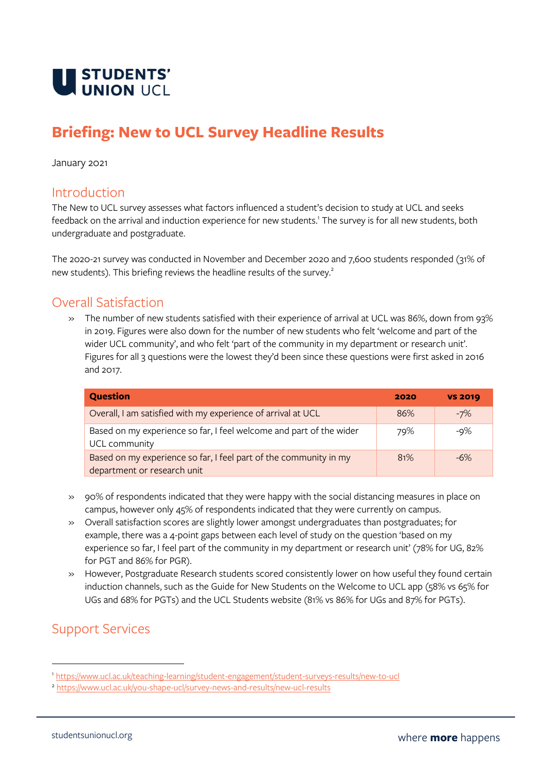STUDENTS' UNION UCL

# Briefing: New to UCL Survey Headline Results

January 2021

## Introduction

The New to UCL survey assesses what factors influenced a student's decision to study at UCL and seeks feedback on the arrival and induction experience for new students.[1] The survey is for all new students, both undergraduate and postgraduate.

The 2020-21 survey was conducted in November and December 2020 and 7,600 students responded (31% of new students). This briefing reviews the headline results of the survey.[2]

## Overall Satisfaction

- The number of new students satisfied with their experience of arrival at UCL was 86%, down from 93% in 2019. Figures were also down for the number of new students who felt 'welcome and part of the wider UCL community', and who felt 'part of the community in my department or research unit'. Figures for all 3 questions were the lowest they'd been since these questions were first asked in 2016 and 2017.

| Question | 2020 | vs 2019 |
| --- | --- | --- |
| Overall, I am satisfied with my experience of arrival at UCL | 86% | -7% |
| Based on my experience so far, I feel welcome and part of the wider UCL community | 79% | -9% |
| Based on my experience so far, I feel part of the community in my department or research unit | 81% | -6% |

- 90% of respondents indicated that they were happy with the social distancing measures in place on campus, however only 45% of respondents indicated that they were currently on campus.
- Overall satisfaction scores are slightly lower amongst undergraduates than postgraduates; for example, there was a 4-point gaps between each level of study on the question 'based on my experience so far, I feel part of the community in my department or research unit' (78% for UG, 82% for PGT and 86% for PGR).
- However, Postgraduate Research students scored consistently lower on how useful they found certain induction channels, such as the Guide for New Students on the Welcome to UCL app (58% vs 65% for UGs and 68% for PGTs) and the UCL Students website (81% vs 86% for UGs and 87% for PGTs).

## Support Services

[1] https://www.ucl.ac.uk/teaching-learning/student-engagement/student-surveys-results/new-to-ucl

[2] https://www.ucl.ac.uk/you-shape-ucl/survey-news-and-results/new-ucl-results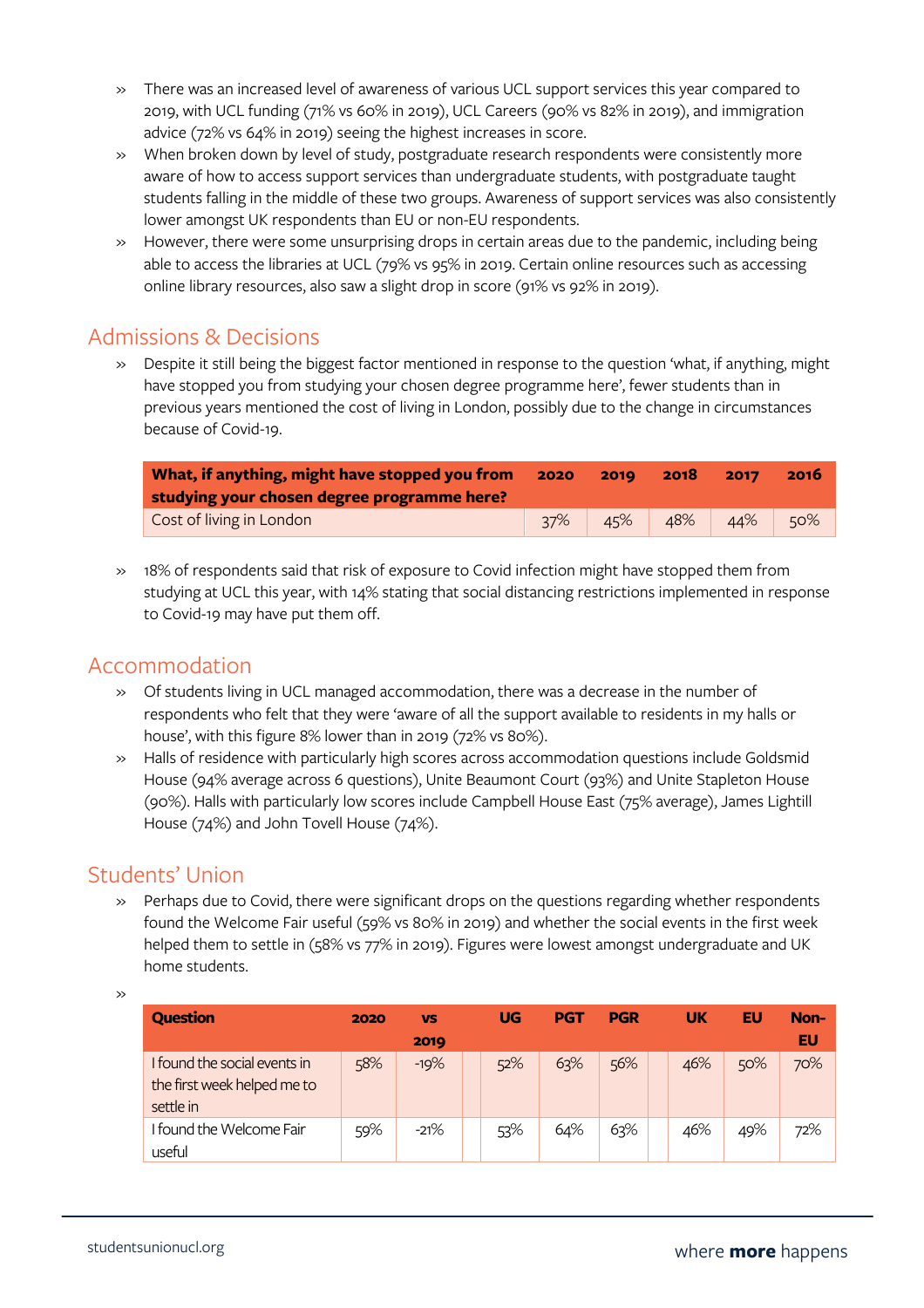- There was an increased level of awareness of various UCL support services this year compared to 2019, with UCL funding (71% vs 60% in 2019), UCL Careers (90% vs 82% in 2019), and immigration advice (72% vs 64% in 2019) seeing the highest increases in score.
- When broken down by level of study, postgraduate research respondents were consistently more aware of how to access support services than undergraduate students, with postgraduate taught students falling in the middle of these two groups. Awareness of support services was also consistently lower amongst UK respondents than EU or non-EU respondents.
- However, there were some unsurprising drops in certain areas due to the pandemic, including being able to access the libraries at UCL (79% vs 95% in 2019. Certain online resources such as accessing online library resources, also saw a slight drop in score (91% vs 92% in 2019).

## Admissions & Decisions

- Despite it still being the biggest factor mentioned in response to the question 'what, if anything, might have stopped you from studying your chosen degree programme here', fewer students than in previous years mentioned the cost of living in London, possibly due to the change in circumstances because of Covid-19.

| What, if anything, might have stopped you from studying your chosen degree programme here? | 2020 | 2019 | 2018 | 2017 | 2016 |
|---|---|---|---|---|---|
| Cost of living in London | 37% | 45% | 48% | 44% | 50% |

- 18% of respondents said that risk of exposure to Covid infection might have stopped them from studying at UCL this year, with 14% stating that social distancing restrictions implemented in response to Covid-19 may have put them off.

## Accommodation

- Of students living in UCL managed accommodation, there was a decrease in the number of respondents who felt that they were 'aware of all the support available to residents in my halls or house', with this figure 8% lower than in 2019 (72% vs 80%).
- Halls of residence with particularly high scores across accommodation questions include Goldsmid House (94% average across 6 questions), Unite Beaumont Court (93%) and Unite Stapleton House (90%). Halls with particularly low scores include Campbell House East (75% average), James Lightill House (74%) and John Tovell House (74%).

## Students' Union

- Perhaps due to Covid, there were significant drops on the questions regarding whether respondents found the Welcome Fair useful (59% vs 80% in 2019) and whether the social events in the first week helped them to settle in (58% vs 77% in 2019). Figures were lowest amongst undergraduate and UK home students.

| Question | 2020 | vs 2019 | | UG | PGT | PGR | | UK | EU | Non-EU |
|---|---|---|---|---|---|---|---|---|---|---|
| I found the social events in the first week helped me to settle in | 58% | -19% | | 52% | 63% | 56% | | 46% | 50% | 70% |
| I found the Welcome Fair useful | 59% | -21% | | 53% | 64% | 63% | | 46% | 49% | 72% |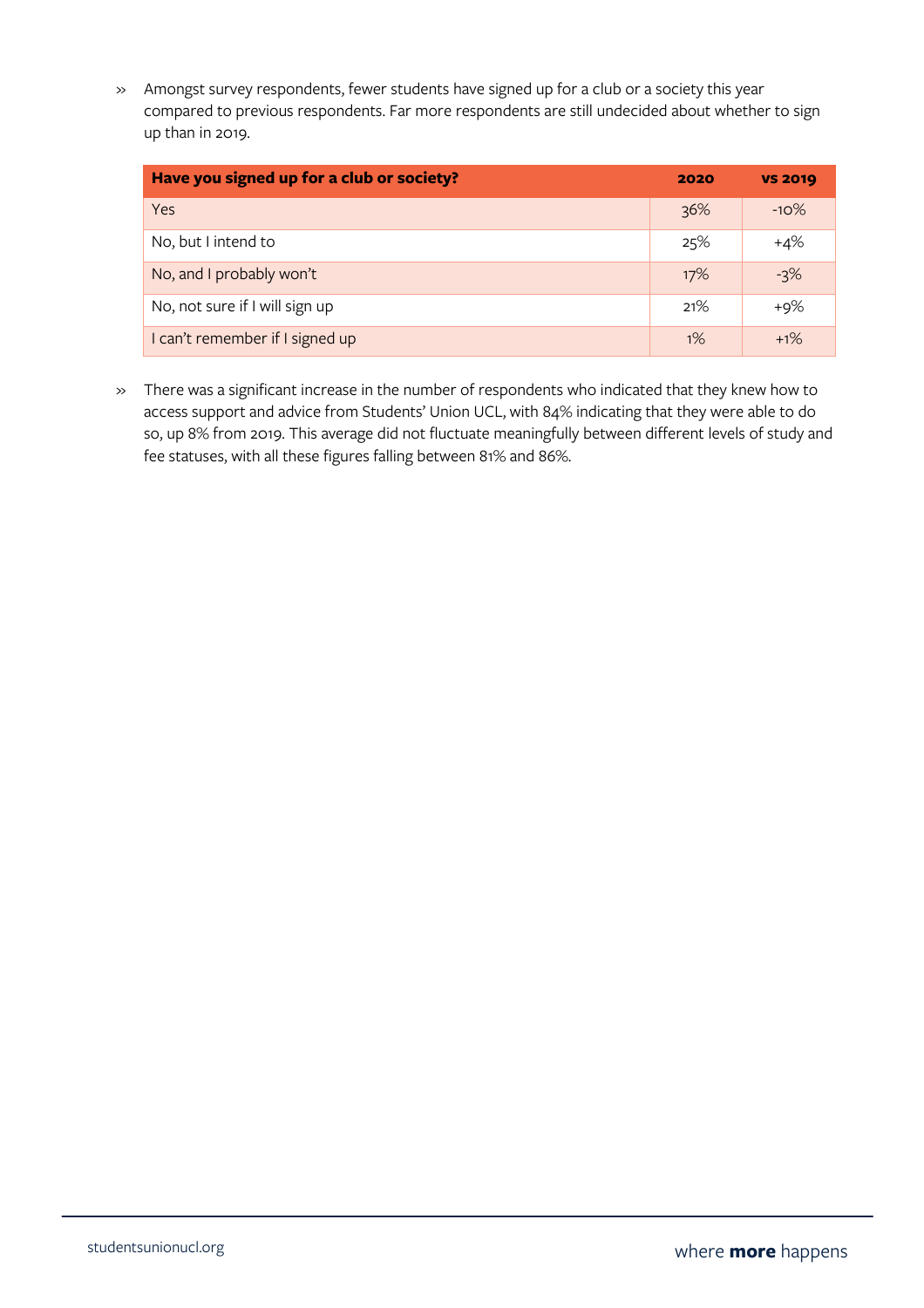- Amongst survey respondents, fewer students have signed up for a club or a society this year compared to previous respondents. Far more respondents are still undecided about whether to sign up than in 2019.

| Have you signed up for a club or society? | 2020 | vs 2019 |
|---|---|---|
| Yes | 36% | -10% |
| No, but I intend to | 25% | +4% |
| No, and I probably won't | 17% | -3% |
| No, not sure if I will sign up | 21% | +9% |
| I can't remember if I signed up | 1% | +1% |

- There was a significant increase in the number of respondents who indicated that they knew how to access support and advice from Students' Union UCL, with 84% indicating that they were able to do so, up 8% from 2019. This average did not fluctuate meaningfully between different levels of study and fee statuses, with all these figures falling between 81% and 86%.